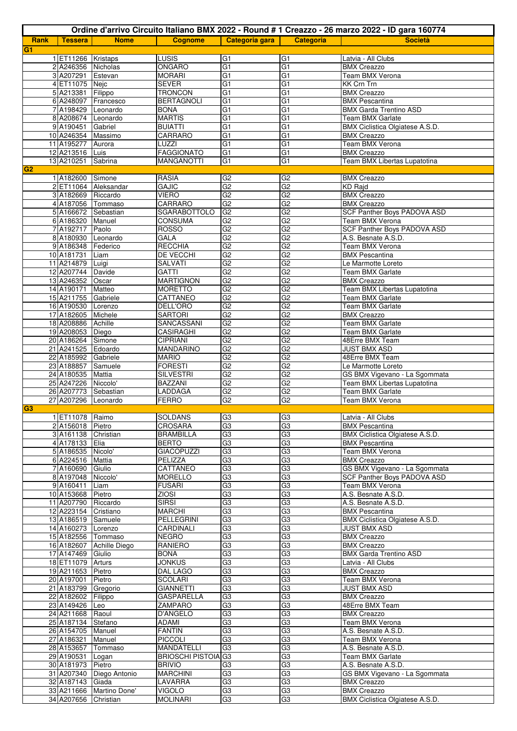# Ordine d'arrivo Circuito Italiano BMX 2022 - Round # 1 Creazzo - 26 marzo 2022 - ID gara 160774

| Rank | Tessera | Nome | Cognome | Categoria gara | Categoria | Società |
|---|---|---|---|---|---|---|
| **G1** | | | | | | |
| 1 | ET11266 | Kristaps | LUSIS | G1 | G1 | Latvia - All Clubs |
| 2 | A246356 | Nicholas | ONGARO | G1 | G1 | BMX Creazzo |
| 3 | A207291 | Estevan | MORARI | G1 | G1 | Team BMX Verona |
| 4 | ET11075 | Nejc | SEVER | G1 | G1 | KK Crn Trn |
| 5 | A213381 | Filippo | TRONCON | G1 | G1 | BMX Creazzo |
| 6 | A248097 | Francesco | BERTAGNOLI | G1 | G1 | BMX Pescantina |
| 7 | A198429 | Leonardo | BONA | G1 | G1 | BMX Garda Trentino ASD |
| 8 | A208674 | Leonardo | MARTIS | G1 | G1 | Team BMX Garlate |
| 9 | A190451 | Gabriel | BUIATTI | G1 | G1 | BMX Ciclistica Olgiatese A.S.D. |
| 10 | A246354 | Massimo | CARRARO | G1 | G1 | BMX Creazzo |
| 11 | A195277 | Aurora | LUZZI | G1 | G1 | Team BMX Verona |
| 12 | A213516 | Luis | FAGGIONATO | G1 | G1 | BMX Creazzo |
| 13 | A210251 | Sabrina | MANGANOTTI | G1 | G1 | Team BMX Libertas Lupatotina |
| **G2** | | | | | | |
| 1 | A182600 | Simone | RASIA | G2 | G2 | BMX Creazzo |
| 2 | ET11064 | Aleksandar | GAJIC | G2 | G2 | KD Rajd |
| 3 | A182669 | Riccardo | VIERO | G2 | G2 | BMX Creazzo |
| 4 | A187056 | Tommaso | CARRARO | G2 | G2 | BMX Creazzo |
| 5 | A166672 | Sebastian | SGARABOTTOLO | G2 | G2 | SCF Panther Boys PADOVA ASD |
| 6 | A186320 | Manuel | CONSUMA | G2 | G2 | Team BMX Verona |
| 7 | A192717 | Paolo | ROSSO | G2 | G2 | SCF Panther Boys PADOVA ASD |
| 8 | A180930 | Leonardo | GALA | G2 | G2 | A.S. Besnate A.S.D. |
| 9 | A186348 | Federico | RECCHIA | G2 | G2 | Team BMX Verona |
| 10 | A181731 | Liam | DE VECCHI | G2 | G2 | BMX Pescantina |
| 11 | A214879 | Luigi | SALVATI | G2 | G2 | Le Marmotte Loreto |
| 12 | A207744 | Davide | GATTI | G2 | G2 | Team BMX Garlate |
| 13 | A246352 | Oscar | MARTIGNON | G2 | G2 | BMX Creazzo |
| 14 | A190171 | Matteo | MORETTO | G2 | G2 | Team BMX Libertas Lupatotina |
| 15 | A211755 | Gabriele | CATTANEO | G2 | G2 | Team BMX Garlate |
| 16 | A190530 | Lorenzo | DELL'ORO | G2 | G2 | Team BMX Garlate |
| 17 | A182605 | Michele | SARTORI | G2 | G2 | BMX Creazzo |
| 18 | A208886 | Achille | SANCASSANI | G2 | G2 | Team BMX Garlate |
| 19 | A208053 | Diego | CASIRAGHI | G2 | G2 | Team BMX Garlate |
| 20 | A186264 | Simone | CIPRIANI | G2 | G2 | 48Erre BMX Team |
| 21 | A241525 | Edoardo | MANDARINO | G2 | G2 | JUST BMX ASD |
| 22 | A185992 | Gabriele | MARIO | G2 | G2 | 48Erre BMX Team |
| 23 | A188857 | Samuele | FORESTI | G2 | G2 | Le Marmotte Loreto |
| 24 | A180535 | Mattia | SILVESTRI | G2 | G2 | GS BMX Vigevano - La Sgommata |
| 25 | A247226 | Niccolo' | BAZZANI | G2 | G2 | Team BMX Libertas Lupatotina |
| 26 | A207773 | Sebastian | LADDAGA | G2 | G2 | Team BMX Garlate |
| 27 | A207296 | Leonardo | FERRO | G2 | G2 | Team BMX Verona |
| **G3** | | | | | | |
| 1 | ET11078 | Raimo | SOLDANS | G3 | G3 | Latvia - All Clubs |
| 2 | A156018 | Pietro | CROSARA | G3 | G3 | BMX Pescantina |
| 3 | A161138 | Christian | BRAMBILLA | G3 | G3 | BMX Ciclistica Olgiatese A.S.D. |
| 4 | A178133 | Elia | BERTO | G3 | G3 | BMX Pescantina |
| 5 | A186535 | Nicolo' | GIACOPUZZI | G3 | G3 | Team BMX Verona |
| 6 | A224516 | Mattia | PELIZZA | G3 | G3 | BMX Creazzo |
| 7 | A160690 | Giulio | CATTANEO | G3 | G3 | GS BMX Vigevano - La Sgommata |
| 8 | A197048 | Niccolo' | MORELLO | G3 | G3 | SCF Panther Boys PADOVA ASD |
| 9 | A160411 | Liam | FUSARI | G3 | G3 | Team BMX Verona |
| 10 | A153668 | Pietro | ZIOSI | G3 | G3 | A.S. Besnate A.S.D. |
| 11 | A207790 | Riccardo | SIRSI | G3 | G3 | A.S. Besnate A.S.D. |
| 12 | A223154 | Cristiano | MARCHI | G3 | G3 | BMX Pescantina |
| 13 | A186519 | Samuele | PELLEGRINI | G3 | G3 | BMX Ciclistica Olgiatese A.S.D. |
| 14 | A160273 | Lorenzo | CARDINALI | G3 | G3 | JUST BMX ASD |
| 15 | A182556 | Tommaso | NEGRO | G3 | G3 | BMX Creazzo |
| 16 | A182607 | Achille Diego | RANIERO | G3 | G3 | BMX Creazzo |
| 17 | A147469 | Giulio | BONA | G3 | G3 | BMX Garda Trentino ASD |
| 18 | ET11079 | Arturs | JONKUS | G3 | G3 | Latvia - All Clubs |
| 19 | A211653 | Pietro | DAL LAGO | G3 | G3 | BMX Creazzo |
| 20 | A197001 | Pietro | SCOLARI | G3 | G3 | Team BMX Verona |
| 21 | A183799 | Gregorio | GIANNETTI | G3 | G3 | JUST BMX ASD |
| 22 | A182602 | Filippo | GASPARELLA | G3 | G3 | BMX Creazzo |
| 23 | A149426 | Leo | ZAMPARO | G3 | G3 | 48Erre BMX Team |
| 24 | A211668 | Raoul | D'ANGELO | G3 | G3 | BMX Creazzo |
| 25 | A187134 | Stefano | ADAMI | G3 | G3 | Team BMX Verona |
| 26 | A154705 | Manuel | FANTIN | G3 | G3 | A.S. Besnate A.S.D. |
| 27 | A186321 | Manuel | PICCOLI | G3 | G3 | Team BMX Verona |
| 28 | A153657 | Tommaso | MANDATELLI | G3 | G3 | A.S. Besnate A.S.D. |
| 29 | A190531 | Logan | BRIOSCHI PISTOIA | G3 | G3 | Team BMX Garlate |
| 30 | A181973 | Pietro | BRIVIO | G3 | G3 | A.S. Besnate A.S.D. |
| 31 | A207340 | Diego Antonio | MARCHINI | G3 | G3 | GS BMX Vigevano - La Sgommata |
| 32 | A187143 | Giada | LAVARRA | G3 | G3 | BMX Creazzo |
| 33 | A211666 | Martino Done' | VIGOLO | G3 | G3 | BMX Creazzo |
| 34 | A207656 | Christian | MOLINARI | G3 | G3 | BMX Ciclistica Olgiatese A.S.D. |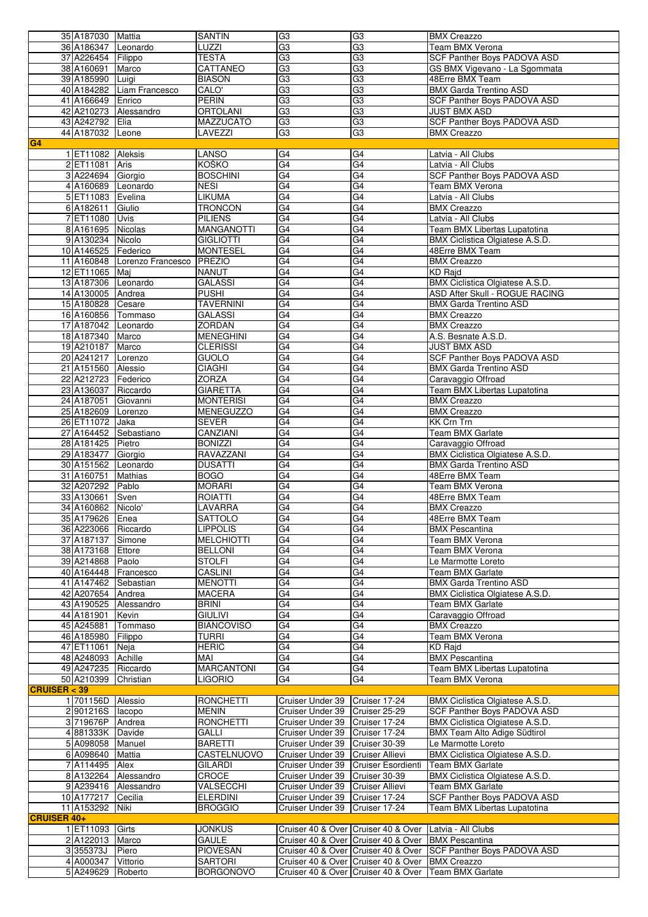| | | | | | | |
|---|---|---|---|---|---|---|
| 35 | A187030 | Mattia | SANTIN | G3 | G3 | BMX Creazzo |
| 36 | A186347 | Leonardo | LUZZI | G3 | G3 | Team BMX Verona |
| 37 | A226454 | Filippo | TESTA | G3 | G3 | SCF Panther Boys PADOVA ASD |
| 38 | A160691 | Marco | CATTANEO | G3 | G3 | GS BMX Vigevano - La Sgommata |
| 39 | A185990 | Luigi | BIASON | G3 | G3 | 48Erre BMX Team |
| 40 | A184282 | Liam Francesco | CALO' | G3 | G3 | BMX Garda Trentino ASD |
| 41 | A166649 | Enrico | PERIN | G3 | G3 | SCF Panther Boys PADOVA ASD |
| 42 | A210273 | Alessandro | ORTOLANI | G3 | G3 | JUST BMX ASD |
| 43 | A242792 | Elia | MAZZUCATO | G3 | G3 | SCF Panther Boys PADOVA ASD |
| 44 | A187032 | Leone | LAVEZZI | G3 | G3 | BMX Creazzo |
| **G4** | | | | | | |
| 1 | ET11082 | Aleksis | LANSO | G4 | G4 | Latvia - All Clubs |
| 2 | ET11081 | Aris | KOŠKO | G4 | G4 | Latvia - All Clubs |
| 3 | A224694 | Giorgio | BOSCHINI | G4 | G4 | SCF Panther Boys PADOVA ASD |
| 4 | A160689 | Leonardo | NESI | G4 | G4 | Team BMX Verona |
| 5 | ET11083 | Evelina | LIKUMA | G4 | G4 | Latvia - All Clubs |
| 6 | A182611 | Giulio | TRONCON | G4 | G4 | BMX Creazzo |
| 7 | ET11080 | Uvis | PILIENS | G4 | G4 | Latvia - All Clubs |
| 8 | A161695 | Nicolas | MANGANOTTI | G4 | G4 | Team BMX Libertas Lupatotina |
| 9 | A130234 | Nicolo | GIGLIOTTI | G4 | G4 | BMX Ciclistica Olgiatese A.S.D. |
| 10 | A146525 | Federico | MONTESEL | G4 | G4 | 48Erre BMX Team |
| 11 | A160848 | Lorenzo Francesco | PREZIO | G4 | G4 | BMX Creazzo |
| 12 | ET11065 | Maj | NANUT | G4 | G4 | KD Rajd |
| 13 | A187306 | Leonardo | GALASSI | G4 | G4 | BMX Ciclistica Olgiatese A.S.D. |
| 14 | A130005 | Andrea | PUSHI | G4 | G4 | ASD After Skull - ROGUE RACING |
| 15 | A180828 | Cesare | TAVERNINI | G4 | G4 | BMX Garda Trentino ASD |
| 16 | A160856 | Tommaso | GALASSI | G4 | G4 | BMX Creazzo |
| 17 | A187042 | Leonardo | ZORDAN | G4 | G4 | BMX Creazzo |
| 18 | A187340 | Marco | MENEGHINI | G4 | G4 | A.S. Besnate A.S.D. |
| 19 | A210187 | Marco | CLERISSI | G4 | G4 | JUST BMX ASD |
| 20 | A241217 | Lorenzo | GUOLO | G4 | G4 | SCF Panther Boys PADOVA ASD |
| 21 | A151560 | Alessio | CIAGHI | G4 | G4 | BMX Garda Trentino ASD |
| 22 | A212723 | Federico | ZORZA | G4 | G4 | Caravaggio Offroad |
| 23 | A136037 | Riccardo | GIARETTA | G4 | G4 | Team BMX Libertas Lupatotina |
| 24 | A187051 | Giovanni | MONTERISI | G4 | G4 | BMX Creazzo |
| 25 | A182609 | Lorenzo | MENEGUZZO | G4 | G4 | BMX Creazzo |
| 26 | ET11072 | Jaka | SEVER | G4 | G4 | KK Crn Trn |
| 27 | A164452 | Sebastiano | CANZIANI | G4 | G4 | Team BMX Garlate |
| 28 | A181425 | Pietro | BONIZZI | G4 | G4 | Caravaggio Offroad |
| 29 | A183477 | Giorgio | RAVAZZANI | G4 | G4 | BMX Ciclistica Olgiatese A.S.D. |
| 30 | A151562 | Leonardo | DUSATTI | G4 | G4 | BMX Garda Trentino ASD |
| 31 | A160751 | Mathias | BOGO | G4 | G4 | 48Erre BMX Team |
| 32 | A207292 | Pablo | MORARI | G4 | G4 | Team BMX Verona |
| 33 | A130661 | Sven | ROIATTI | G4 | G4 | 48Erre BMX Team |
| 34 | A160862 | Nicolo' | LAVARRA | G4 | G4 | BMX Creazzo |
| 35 | A179626 | Enea | SATTOLO | G4 | G4 | 48Erre BMX Team |
| 36 | A223066 | Riccardo | LIPPOLIS | G4 | G4 | BMX Pescantina |
| 37 | A187137 | Simone | MELCHIOTTI | G4 | G4 | Team BMX Verona |
| 38 | A173168 | Ettore | BELLONI | G4 | G4 | Team BMX Verona |
| 39 | A214868 | Paolo | STOLFI | G4 | G4 | Le Marmotte Loreto |
| 40 | A164448 | Francesco | CASLINI | G4 | G4 | Team BMX Garlate |
| 41 | A147462 | Sebastian | MENOTTI | G4 | G4 | BMX Garda Trentino ASD |
| 42 | A207654 | Andrea | MACERA | G4 | G4 | BMX Ciclistica Olgiatese A.S.D. |
| 43 | A190525 | Alessandro | BRINI | G4 | G4 | Team BMX Garlate |
| 44 | A181901 | Kevin | GIULIVI | G4 | G4 | Caravaggio Offroad |
| 45 | A245881 | Tommaso | BIANCOVISO | G4 | G4 | BMX Creazzo |
| 46 | A185980 | Filippo | TURRI | G4 | G4 | Team BMX Verona |
| 47 | ET11061 | Neja | HERIC | G4 | G4 | KD Rajd |
| 48 | A248093 | Achille | MAI | G4 | G4 | BMX Pescantina |
| 49 | A247235 | Riccardo | MARCANTONI | G4 | G4 | Team BMX Libertas Lupatotina |
| 50 | A210399 | Christian | LIGORIO | G4 | G4 | Team BMX Verona |
| **CRUISER < 39** | | | | | | |
| 1 | 701156D | Alessio | RONCHETTI | Cruiser Under 39 | Cruiser 17-24 | BMX Ciclistica Olgiatese A.S.D. |
| 2 | 901216S | Iacopo | MENIN | Cruiser Under 39 | Cruiser 25-29 | SCF Panther Boys PADOVA ASD |
| 3 | 719676P | Andrea | RONCHETTI | Cruiser Under 39 | Cruiser 17-24 | BMX Ciclistica Olgiatese A.S.D. |
| 4 | 881333K | Davide | GALLI | Cruiser Under 39 | Cruiser 17-24 | BMX Team Alto Adige Südtirol |
| 5 | A098058 | Manuel | BARETTI | Cruiser Under 39 | Cruiser 30-39 | Le Marmotte Loreto |
| 6 | A098640 | Mattia | CASTELNUOVO | Cruiser Under 39 | Cruiser Allievi | BMX Ciclistica Olgiatese A.S.D. |
| 7 | A114495 | Alex | GILARDI | Cruiser Under 39 | Cruiser Esordienti | Team BMX Garlate |
| 8 | A132264 | Alessandro | CROCE | Cruiser Under 39 | Cruiser 30-39 | BMX Ciclistica Olgiatese A.S.D. |
| 9 | A239416 | Alessandro | VALSECCHI | Cruiser Under 39 | Cruiser Allievi | Team BMX Garlate |
| 10 | A177217 | Cecilia | ELERDINI | Cruiser Under 39 | Cruiser 17-24 | SCF Panther Boys PADOVA ASD |
| 11 | A153292 | Niki | BROGGIO | Cruiser Under 39 | Cruiser 17-24 | Team BMX Libertas Lupatotina |
| **CRUISER 40+** | | | | | | |
| 1 | ET11093 | Girts | JONKUS | Cruiser 40 & Over | Cruiser 40 & Over | Latvia - All Clubs |
| 2 | A122013 | Marco | GAULE | Cruiser 40 & Over | Cruiser 40 & Over | BMX Pescantina |
| 3 | 355373J | Piero | PIOVESAN | Cruiser 40 & Over | Cruiser 40 & Over | SCF Panther Boys PADOVA ASD |
| 4 | A000347 | Vittorio | SARTORI | Cruiser 40 & Over | Cruiser 40 & Over | BMX Creazzo |
| 5 | A249629 | Roberto | BORGONOVO | Cruiser 40 & Over | Cruiser 40 & Over | Team BMX Garlate |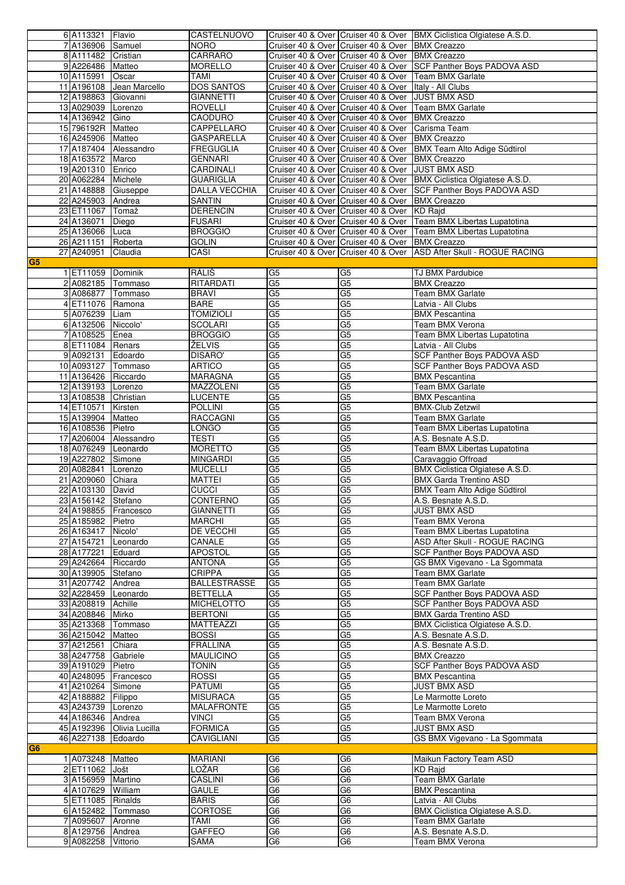| | | | | | | |
|---|---|---|---|---|---|---|
| 6 | A113321 | Flavio | CASTELNUOVO | Cruiser 40 & Over | Cruiser 40 & Over | BMX Ciclistica Olgiatese A.S.D. |
| 7 | A136906 | Samuel | NORO | Cruiser 40 & Over | Cruiser 40 & Over | BMX Creazzo |
| 8 | A111482 | Cristian | CARRARO | Cruiser 40 & Over | Cruiser 40 & Over | BMX Creazzo |
| 9 | A226486 | Matteo | MORELLO | Cruiser 40 & Over | Cruiser 40 & Over | SCF Panther Boys PADOVA ASD |
| 10 | A115991 | Oscar | TAMI | Cruiser 40 & Over | Cruiser 40 & Over | Team BMX Garlate |
| 11 | A196108 | Jean Marcello | DOS SANTOS | Cruiser 40 & Over | Cruiser 40 & Over | Italy - All Clubs |
| 12 | A198863 | Giovanni | GIANNETTI | Cruiser 40 & Over | Cruiser 40 & Over | JUST BMX ASD |
| 13 | A029039 | Lorenzo | ROVELLI | Cruiser 40 & Over | Cruiser 40 & Over | Team BMX Garlate |
| 14 | A136942 | Gino | CAODURO | Cruiser 40 & Over | Cruiser 40 & Over | BMX Creazzo |
| 15 | 796192R | Matteo | CAPPELLARO | Cruiser 40 & Over | Cruiser 40 & Over | Carisma Team |
| 16 | A245906 | Matteo | GASPARELLA | Cruiser 40 & Over | Cruiser 40 & Over | BMX Creazzo |
| 17 | A187404 | Alessandro | FREGUGLIA | Cruiser 40 & Over | Cruiser 40 & Over | BMX Team Alto Adige Südtirol |
| 18 | A163572 | Marco | GENNARI | Cruiser 40 & Over | Cruiser 40 & Over | BMX Creazzo |
| 19 | A201310 | Enrico | CARDINALI | Cruiser 40 & Over | Cruiser 40 & Over | JUST BMX ASD |
| 20 | A062284 | Michele | GUARIGLIA | Cruiser 40 & Over | Cruiser 40 & Over | BMX Ciclistica Olgiatese A.S.D. |
| 21 | A148888 | Giuseppe | DALLA VECCHIA | Cruiser 40 & Over | Cruiser 40 & Over | SCF Panther Boys PADOVA ASD |
| 22 | A245903 | Andrea | SANTIN | Cruiser 40 & Over | Cruiser 40 & Over | BMX Creazzo |
| 23 | ET11067 | Tomaž | DERENCIN | Cruiser 40 & Over | Cruiser 40 & Over | KD Rajd |
| 24 | A136071 | Diego | FUSARI | Cruiser 40 & Over | Cruiser 40 & Over | Team BMX Libertas Lupatotina |
| 25 | A136066 | Luca | BROGGIO | Cruiser 40 & Over | Cruiser 40 & Over | Team BMX Libertas Lupatotina |
| 26 | A211151 | Roberta | GOLIN | Cruiser 40 & Over | Cruiser 40 & Over | BMX Creazzo |
| 27 | A240951 | Claudia | CASI | Cruiser 40 & Over | Cruiser 40 & Over | ASD After Skull - ROGUE RACING |
| **G5** | | | | | | |
| 1 | ET11059 | Dominik | RÁLIŠ | G5 | G5 | TJ BMX Pardubice |
| 2 | A082185 | Tommaso | RITARDATI | G5 | G5 | BMX Creazzo |
| 3 | A086877 | Tommaso | BRAVI | G5 | G5 | Team BMX Garlate |
| 4 | ET11076 | Ramona | BARE | G5 | G5 | Latvia - All Clubs |
| 5 | A076239 | Liam | TOMIZIOLI | G5 | G5 | BMX Pescantina |
| 6 | A132506 | Niccolo' | SCOLARI | G5 | G5 | Team BMX Verona |
| 7 | A108525 | Enea | BROGGIO | G5 | G5 | Team BMX Libertas Lupatotina |
| 8 | ET11084 | Renars | ŽELVIS | G5 | G5 | Latvia - All Clubs |
| 9 | A092131 | Edoardo | DISARO' | G5 | G5 | SCF Panther Boys PADOVA ASD |
| 10 | A093127 | Tommaso | ARTICO | G5 | G5 | SCF Panther Boys PADOVA ASD |
| 11 | A136426 | Riccardo | MARAGNA | G5 | G5 | BMX Pescantina |
| 12 | A139193 | Lorenzo | MAZZOLENI | G5 | G5 | Team BMX Garlate |
| 13 | A108538 | Christian | LUCENTE | G5 | G5 | BMX Pescantina |
| 14 | ET10571 | Kirsten | POLLINI | G5 | G5 | BMX-Club Zetzwil |
| 15 | A139904 | Matteo | RACCAGNI | G5 | G5 | Team BMX Garlate |
| 16 | A108536 | Pietro | LONGO | G5 | G5 | Team BMX Libertas Lupatotina |
| 17 | A206004 | Alessandro | TESTI | G5 | G5 | A.S. Besnate A.S.D. |
| 18 | A076249 | Leonardo | MORETTO | G5 | G5 | Team BMX Libertas Lupatotina |
| 19 | A227802 | Simone | MINGARDI | G5 | G5 | Caravaggio Offroad |
| 20 | A082841 | Lorenzo | MUCELLI | G5 | G5 | BMX Ciclistica Olgiatese A.S.D. |
| 21 | A209060 | Chiara | MATTEI | G5 | G5 | BMX Garda Trentino ASD |
| 22 | A103130 | David | CUCCI | G5 | G5 | BMX Team Alto Adige Südtirol |
| 23 | A156142 | Stefano | CONTERNO | G5 | G5 | A.S. Besnate A.S.D. |
| 24 | A198855 | Francesco | GIANNETTI | G5 | G5 | JUST BMX ASD |
| 25 | A185982 | Pietro | MARCHI | G5 | G5 | Team BMX Verona |
| 26 | A163417 | Nicolo' | DE VECCHI | G5 | G5 | Team BMX Libertas Lupatotina |
| 27 | A154721 | Leonardo | CANALE | G5 | G5 | ASD After Skull - ROGUE RACING |
| 28 | A177221 | Eduard | APOSTOL | G5 | G5 | SCF Panther Boys PADOVA ASD |
| 29 | A242664 | Riccardo | ANTONA | G5 | G5 | GS BMX Vigevano - La Sgommata |
| 30 | A139905 | Stefano | CRIPPA | G5 | G5 | Team BMX Garlate |
| 31 | A207742 | Andrea | BALLESTRASSE | G5 | G5 | Team BMX Garlate |
| 32 | A228459 | Leonardo | BETTELLA | G5 | G5 | SCF Panther Boys PADOVA ASD |
| 33 | A208819 | Achille | MICHELOTTO | G5 | G5 | SCF Panther Boys PADOVA ASD |
| 34 | A208846 | Mirko | BERTONI | G5 | G5 | BMX Garda Trentino ASD |
| 35 | A213368 | Tommaso | MATTEAZZI | G5 | G5 | BMX Ciclistica Olgiatese A.S.D. |
| 36 | A215042 | Matteo | BOSSI | G5 | G5 | A.S. Besnate A.S.D. |
| 37 | A212561 | Chiara | FRALLINA | G5 | G5 | A.S. Besnate A.S.D. |
| 38 | A247758 | Gabriele | MAULICINO | G5 | G5 | BMX Creazzo |
| 39 | A191029 | Pietro | TONIN | G5 | G5 | SCF Panther Boys PADOVA ASD |
| 40 | A248095 | Francesco | ROSSI | G5 | G5 | BMX Pescantina |
| 41 | A210264 | Simone | PATUMI | G5 | G5 | JUST BMX ASD |
| 42 | A188882 | Filippo | MISURACA | G5 | G5 | Le Marmotte Loreto |
| 43 | A243739 | Lorenzo | MALAFRONTE | G5 | G5 | Le Marmotte Loreto |
| 44 | A186346 | Andrea | VINCI | G5 | G5 | Team BMX Verona |
| 45 | A192396 | Olivia Lucilla | FORMICA | G5 | G5 | JUST BMX ASD |
| 46 | A227138 | Edoardo | CAVIGLIANI | G5 | G5 | GS BMX Vigevano - La Sgommata |
| **G6** | | | | | | |
| 1 | A073248 | Matteo | MARIANI | G6 | G6 | Maikun Factory Team ASD |
| 2 | ET11062 | Jošt | LOŽAR | G6 | G6 | KD Rajd |
| 3 | A156959 | Martino | CASLINI | G6 | G6 | Team BMX Garlate |
| 4 | A107629 | William | GAULE | G6 | G6 | BMX Pescantina |
| 5 | ET11085 | Rinalds | BARIS | G6 | G6 | Latvia - All Clubs |
| 6 | A152482 | Tommaso | CORTOSE | G6 | G6 | BMX Ciclistica Olgiatese A.S.D. |
| 7 | A095607 | Aronne | TAMI | G6 | G6 | Team BMX Garlate |
| 8 | A129756 | Andrea | GAFFEO | G6 | G6 | A.S. Besnate A.S.D. |
| 9 | A082258 | Vittorio | SAMA | G6 | G6 | Team BMX Verona |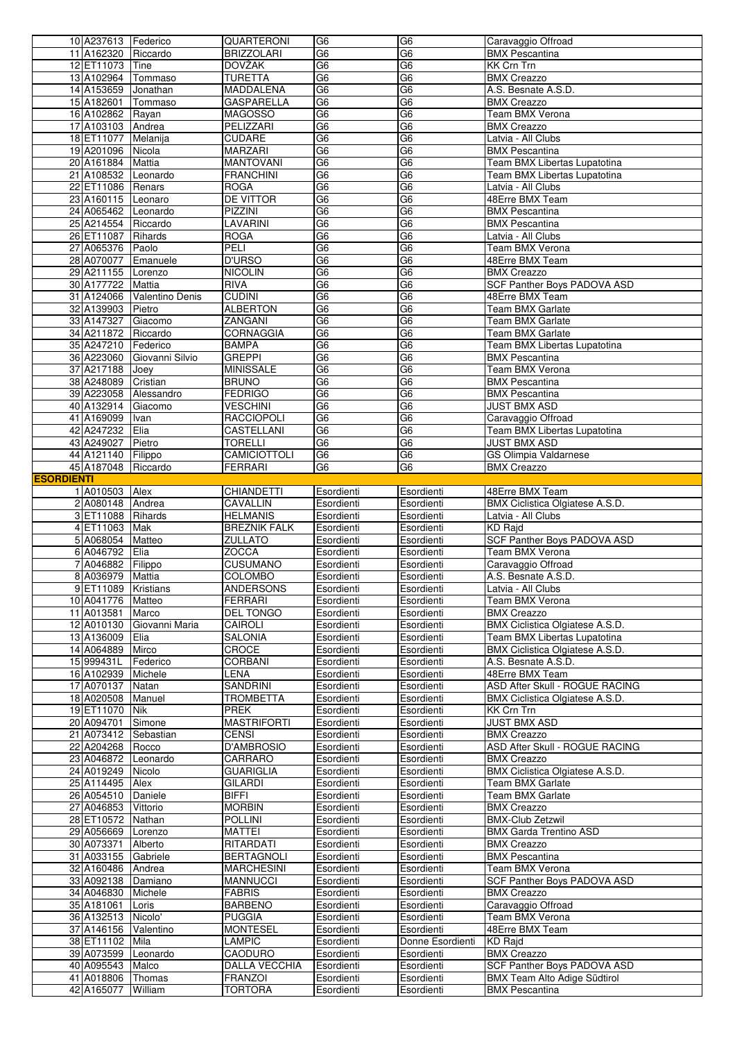| | | | | | | |
|---|---|---|---|---|---|---|
| 10 | A237613 | Federico | QUARTERONI | G6 | G6 | Caravaggio Offroad |
| 11 | A162320 | Riccardo | BRIZZOLARI | G6 | G6 | BMX Pescantina |
| 12 | ET11073 | Tine | DOVŽAK | G6 | G6 | KK Crn Trn |
| 13 | A102964 | Tommaso | TURETTA | G6 | G6 | BMX Creazzo |
| 14 | A153659 | Jonathan | MADDALENA | G6 | G6 | A.S. Besnate A.S.D. |
| 15 | A182601 | Tommaso | GASPARELLA | G6 | G6 | BMX Creazzo |
| 16 | A102862 | Rayan | MAGOSSO | G6 | G6 | Team BMX Verona |
| 17 | A103103 | Andrea | PELIZZARI | G6 | G6 | BMX Creazzo |
| 18 | ET11077 | Melanija | CUDARE | G6 | G6 | Latvia - All Clubs |
| 19 | A201096 | Nicola | MARZARI | G6 | G6 | BMX Pescantina |
| 20 | A161884 | Mattia | MANTOVANI | G6 | G6 | Team BMX Libertas Lupatotina |
| 21 | A108532 | Leonardo | FRANCHINI | G6 | G6 | Team BMX Libertas Lupatotina |
| 22 | ET11086 | Renars | ROGA | G6 | G6 | Latvia - All Clubs |
| 23 | A160115 | Leonaro | DE VITTOR | G6 | G6 | 48Erre BMX Team |
| 24 | A065462 | Leonardo | PIZZINI | G6 | G6 | BMX Pescantina |
| 25 | A214554 | Riccardo | LAVARINI | G6 | G6 | BMX Pescantina |
| 26 | ET11087 | Rihards | ROGA | G6 | G6 | Latvia - All Clubs |
| 27 | A065376 | Paolo | PELI | G6 | G6 | Team BMX Verona |
| 28 | A070077 | Emanuele | D'URSO | G6 | G6 | 48Erre BMX Team |
| 29 | A211155 | Lorenzo | NICOLIN | G6 | G6 | BMX Creazzo |
| 30 | A177722 | Mattia | RIVA | G6 | G6 | SCF Panther Boys PADOVA ASD |
| 31 | A124066 | Valentino Denis | CUDINI | G6 | G6 | 48Erre BMX Team |
| 32 | A139903 | Pietro | ALBERTON | G6 | G6 | Team BMX Garlate |
| 33 | A147327 | Giacomo | ZANGANI | G6 | G6 | Team BMX Garlate |
| 34 | A211872 | Riccardo | CORNAGGIA | G6 | G6 | Team BMX Garlate |
| 35 | A247210 | Federico | BAMPA | G6 | G6 | Team BMX Libertas Lupatotina |
| 36 | A223060 | Giovanni Silvio | GREPPI | G6 | G6 | BMX Pescantina |
| 37 | A217188 | Joey | MINISSALE | G6 | G6 | Team BMX Verona |
| 38 | A248089 | Cristian | BRUNO | G6 | G6 | BMX Pescantina |
| 39 | A223058 | Alessandro | FEDRIGO | G6 | G6 | BMX Pescantina |
| 40 | A132914 | Giacomo | VESCHINI | G6 | G6 | JUST BMX ASD |
| 41 | A169099 | Ivan | RACCIOPOLI | G6 | G6 | Caravaggio Offroad |
| 42 | A247232 | Elia | CASTELLANI | G6 | G6 | Team BMX Libertas Lupatotina |
| 43 | A249027 | Pietro | TORELLI | G6 | G6 | JUST BMX ASD |
| 44 | A121140 | Filippo | CAMICIOTTOLI | G6 | G6 | GS Olimpia Valdarnese |
| 45 | A187048 | Riccardo | FERRARI | G6 | G6 | BMX Creazzo |
| **ESORDIENTI** | | | | | | |
| 1 | A010503 | Alex | CHIANDETTI | Esordienti | Esordienti | 48Erre BMX Team |
| 2 | A080148 | Andrea | CAVALLIN | Esordienti | Esordienti | BMX Ciclistica Olgiatese A.S.D. |
| 3 | ET11088 | Rihards | HELMANIS | Esordienti | Esordienti | Latvia - All Clubs |
| 4 | ET11063 | Mak | BREZNIK FALK | Esordienti | Esordienti | KD Rajd |
| 5 | A068054 | Matteo | ZULLATO | Esordienti | Esordienti | SCF Panther Boys PADOVA ASD |
| 6 | A046792 | Elia | ZOCCA | Esordienti | Esordienti | Team BMX Verona |
| 7 | A046882 | Filippo | CUSUMANO | Esordienti | Esordienti | Caravaggio Offroad |
| 8 | A036979 | Mattia | COLOMBO | Esordienti | Esordienti | A.S. Besnate A.S.D. |
| 9 | ET11089 | Kristians | ANDERSONS | Esordienti | Esordienti | Latvia - All Clubs |
| 10 | A041776 | Matteo | FERRARI | Esordienti | Esordienti | Team BMX Verona |
| 11 | A013581 | Marco | DEL TONGO | Esordienti | Esordienti | BMX Creazzo |
| 12 | A010130 | Giovanni Maria | CAIROLI | Esordienti | Esordienti | BMX Ciclistica Olgiatese A.S.D. |
| 13 | A136009 | Elia | SALONIA | Esordienti | Esordienti | Team BMX Libertas Lupatotina |
| 14 | A064889 | Mirco | CROCE | Esordienti | Esordienti | BMX Ciclistica Olgiatese A.S.D. |
| 15 | 999431L | Federico | CORBANI | Esordienti | Esordienti | A.S. Besnate A.S.D. |
| 16 | A102939 | Michele | LENA | Esordienti | Esordienti | 48Erre BMX Team |
| 17 | A070137 | Natan | SANDRINI | Esordienti | Esordienti | ASD After Skull - ROGUE RACING |
| 18 | A020508 | Manuel | TROMBETTA | Esordienti | Esordienti | BMX Ciclistica Olgiatese A.S.D. |
| 19 | ET11070 | Nik | PREK | Esordienti | Esordienti | KK Crn Trn |
| 20 | A094701 | Simone | MASTRIFORTI | Esordienti | Esordienti | JUST BMX ASD |
| 21 | A073412 | Sebastian | CENSI | Esordienti | Esordienti | BMX Creazzo |
| 22 | A204268 | Rocco | D'AMBROSIO | Esordienti | Esordienti | ASD After Skull - ROGUE RACING |
| 23 | A046872 | Leonardo | CARRARO | Esordienti | Esordienti | BMX Creazzo |
| 24 | A019249 | Nicolo | GUARIGLIA | Esordienti | Esordienti | BMX Ciclistica Olgiatese A.S.D. |
| 25 | A114495 | Alex | GILARDI | Esordienti | Esordienti | Team BMX Garlate |
| 26 | A054510 | Daniele | BIFFI | Esordienti | Esordienti | Team BMX Garlate |
| 27 | A046853 | Vittorio | MORBIN | Esordienti | Esordienti | BMX Creazzo |
| 28 | ET10572 | Nathan | POLLINI | Esordienti | Esordienti | BMX-Club Zetzwil |
| 29 | A056669 | Lorenzo | MATTEI | Esordienti | Esordienti | BMX Garda Trentino ASD |
| 30 | A073371 | Alberto | RITARDATI | Esordienti | Esordienti | BMX Creazzo |
| 31 | A033155 | Gabriele | BERTAGNOLI | Esordienti | Esordienti | BMX Pescantina |
| 32 | A160486 | Andrea | MARCHESINI | Esordienti | Esordienti | Team BMX Verona |
| 33 | A092138 | Damiano | MANNUCCI | Esordienti | Esordienti | SCF Panther Boys PADOVA ASD |
| 34 | A046830 | Michele | FABRIS | Esordienti | Esordienti | BMX Creazzo |
| 35 | A181061 | Loris | BARBENO | Esordienti | Esordienti | Caravaggio Offroad |
| 36 | A132513 | Nicolo' | PUGGIA | Esordienti | Esordienti | Team BMX Verona |
| 37 | A146156 | Valentino | MONTESEL | Esordienti | Esordienti | 48Erre BMX Team |
| 38 | ET11102 | Mila | LAMPIC | Esordienti | Donne Esordienti | KD Rajd |
| 39 | A073599 | Leonardo | CAODURO | Esordienti | Esordienti | BMX Creazzo |
| 40 | A095543 | Malco | DALLA VECCHIA | Esordienti | Esordienti | SCF Panther Boys PADOVA ASD |
| 41 | A018806 | Thomas | FRANZOI | Esordienti | Esordienti | BMX Team Alto Adige Südtirol |
| 42 | A165077 | William | TORTORA | Esordienti | Esordienti | BMX Pescantina |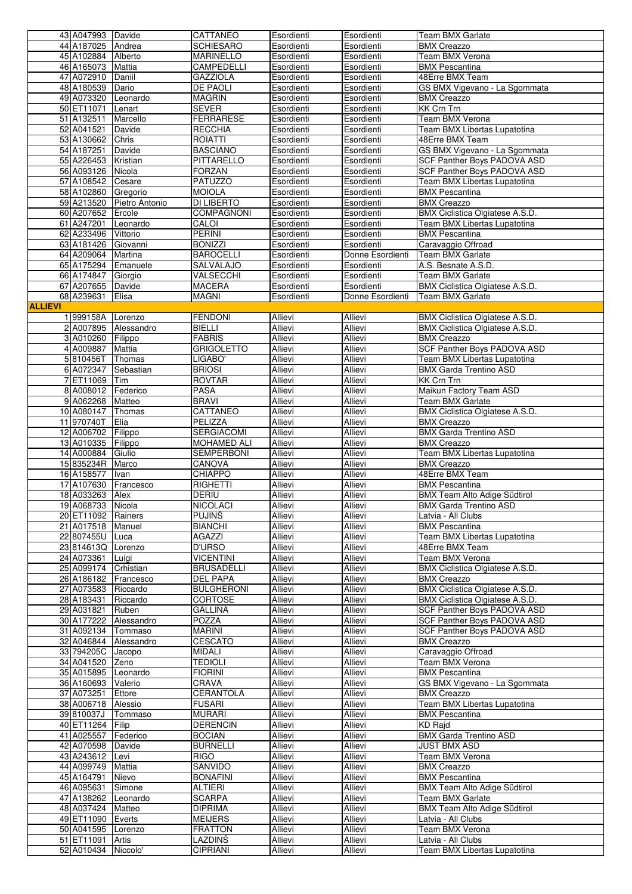| | | | | | | |
|---|---|---|---|---|---|---|
| 43 | A047993 | Davide | CATTANEO | Esordienti | Esordienti | Team BMX Garlate |
| 44 | A187025 | Andrea | SCHIESARO | Esordienti | Esordienti | BMX Creazzo |
| 45 | A102884 | Alberto | MARINELLO | Esordienti | Esordienti | Team BMX Verona |
| 46 | A165073 | Mattia | CAMPEDELLI | Esordienti | Esordienti | BMX Pescantina |
| 47 | A072910 | Daniil | GAZZIOLA | Esordienti | Esordienti | 48Erre BMX Team |
| 48 | A180539 | Dario | DE PAOLI | Esordienti | Esordienti | GS BMX Vigevano - La Sgommata |
| 49 | A073320 | Leonardo | MAGRIN | Esordienti | Esordienti | BMX Creazzo |
| 50 | ET11071 | Lenart | SEVER | Esordienti | Esordienti | KK Crn Trn |
| 51 | A132511 | Marcello | FERRARESE | Esordienti | Esordienti | Team BMX Verona |
| 52 | A041521 | Davide | RECCHIA | Esordienti | Esordienti | Team BMX Libertas Lupatotina |
| 53 | A130662 | Chris | ROIATTI | Esordienti | Esordienti | 48Erre BMX Team |
| 54 | A187251 | Davide | BASCIANO | Esordienti | Esordienti | GS BMX Vigevano - La Sgommata |
| 55 | A226453 | Kristian | PITTARELLO | Esordienti | Esordienti | SCF Panther Boys PADOVA ASD |
| 56 | A093126 | Nicola | FORZAN | Esordienti | Esordienti | SCF Panther Boys PADOVA ASD |
| 57 | A108542 | Cesare | PATUZZO | Esordienti | Esordienti | Team BMX Libertas Lupatotina |
| 58 | A102860 | Gregorio | MOIOLA | Esordienti | Esordienti | BMX Pescantina |
| 59 | A213520 | Pietro Antonio | DI LIBERTO | Esordienti | Esordienti | BMX Creazzo |
| 60 | A207652 | Ercole | COMPAGNONI | Esordienti | Esordienti | BMX Ciclistica Olgiatese A.S.D. |
| 61 | A247201 | Leonardo | CALOI | Esordienti | Esordienti | Team BMX Libertas Lupatotina |
| 62 | A233496 | Vittorio | PERINI | Esordienti | Esordienti | BMX Pescantina |
| 63 | A181426 | Giovanni | BONIZZI | Esordienti | Esordienti | Caravaggio Offroad |
| 64 | A209064 | Martina | BAROCELLI | Esordienti | Donne Esordienti | Team BMX Garlate |
| 65 | A175294 | Emanuele | SALVALAJO | Esordienti | Esordienti | A.S. Besnate A.S.D. |
| 66 | A174847 | Giorgio | VALSECCHI | Esordienti | Esordienti | Team BMX Garlate |
| 67 | A207655 | Davide | MACERA | Esordienti | Esordienti | BMX Ciclistica Olgiatese A.S.D. |
| 68 | A239631 | Elisa | MAGNI | Esordienti | Donne Esordienti | Team BMX Garlate |
| **ALLIEVI** | | | | | | |
| 1 | 999158A | Lorenzo | FENDONI | Allievi | Allievi | BMX Ciclistica Olgiatese A.S.D. |
| 2 | A007895 | Alessandro | BIELLI | Allievi | Allievi | BMX Ciclistica Olgiatese A.S.D. |
| 3 | A010260 | Filippo | FABRIS | Allievi | Allievi | BMX Creazzo |
| 4 | A009887 | Mattia | GRIGOLETTO | Allievi | Allievi | SCF Panther Boys PADOVA ASD |
| 5 | 810456T | Thomas | LIGABO' | Allievi | Allievi | Team BMX Libertas Lupatotina |
| 6 | A072347 | Sebastian | BRIOSI | Allievi | Allievi | BMX Garda Trentino ASD |
| 7 | ET11069 | Tim | ROVTAR | Allievi | Allievi | KK Crn Trn |
| 8 | A008012 | Federico | PASA | Allievi | Allievi | Maikun Factory Team ASD |
| 9 | A062268 | Matteo | BRAVI | Allievi | Allievi | Team BMX Garlate |
| 10 | A080147 | Thomas | CATTANEO | Allievi | Allievi | BMX Ciclistica Olgiatese A.S.D. |
| 11 | 970740T | Elia | PELIZZA | Allievi | Allievi | BMX Creazzo |
| 12 | A006702 | Filippo | SERGIACOMI | Allievi | Allievi | BMX Garda Trentino ASD |
| 13 | A010335 | Filippo | MOHAMED ALI | Allievi | Allievi | BMX Creazzo |
| 14 | A000884 | Giulio | SEMPERBONI | Allievi | Allievi | Team BMX Libertas Lupatotina |
| 15 | 835234R | Marco | CANOVA | Allievi | Allievi | BMX Creazzo |
| 16 | A158577 | Ivan | CHIAPPO | Allievi | Allievi | 48Erre BMX Team |
| 17 | A107630 | Francesco | RIGHETTI | Allievi | Allievi | BMX Pescantina |
| 18 | A033263 | Alex | DERIU | Allievi | Allievi | BMX Team Alto Adige Südtirol |
| 19 | A068733 | Nicola | NICOLACI | Allievi | Allievi | BMX Garda Trentino ASD |
| 20 | ET11092 | Rainers | PUJIŅŠ | Allievi | Allievi | Latvia - All Clubs |
| 21 | A017518 | Manuel | BIANCHI | Allievi | Allievi | BMX Pescantina |
| 22 | 807455U | Luca | AGAZZI | Allievi | Allievi | Team BMX Libertas Lupatotina |
| 23 | 814613Q | Lorenzo | D'URSO | Allievi | Allievi | 48Erre BMX Team |
| 24 | A073361 | Luigi | VICENTINI | Allievi | Allievi | Team BMX Verona |
| 25 | A099174 | Crhistian | BRUSADELLI | Allievi | Allievi | BMX Ciclistica Olgiatese A.S.D. |
| 26 | A186182 | Francesco | DEL PAPA | Allievi | Allievi | BMX Creazzo |
| 27 | A073583 | Riccardo | BULGHERONI | Allievi | Allievi | BMX Ciclistica Olgiatese A.S.D. |
| 28 | A183431 | Riccardo | CORTOSE | Allievi | Allievi | BMX Ciclistica Olgiatese A.S.D. |
| 29 | A031821 | Ruben | GALLINA | Allievi | Allievi | SCF Panther Boys PADOVA ASD |
| 30 | A177222 | Alessandro | POZZA | Allievi | Allievi | SCF Panther Boys PADOVA ASD |
| 31 | A092134 | Tommaso | MARINI | Allievi | Allievi | SCF Panther Boys PADOVA ASD |
| 32 | A046844 | Alessandro | CESCATO | Allievi | Allievi | BMX Creazzo |
| 33 | 794205C | Jacopo | MIDALI | Allievi | Allievi | Caravaggio Offroad |
| 34 | A041520 | Zeno | TEDIOLI | Allievi | Allievi | Team BMX Verona |
| 35 | A015895 | Leonardo | FIORINI | Allievi | Allievi | BMX Pescantina |
| 36 | A160693 | Valerio | CRAVA | Allievi | Allievi | GS BMX Vigevano - La Sgommata |
| 37 | A073251 | Ettore | CERANTOLA | Allievi | Allievi | BMX Creazzo |
| 38 | A006718 | Alessio | FUSARI | Allievi | Allievi | Team BMX Libertas Lupatotina |
| 39 | 810037J | Tommaso | MURARI | Allievi | Allievi | BMX Pescantina |
| 40 | ET11264 | Filip | DERENCIN | Allievi | Allievi | KD Rajd |
| 41 | A025557 | Federico | BOCIAN | Allievi | Allievi | BMX Garda Trentino ASD |
| 42 | A070598 | Davide | BURNELLI | Allievi | Allievi | JUST BMX ASD |
| 43 | A243612 | Levi | RIGO | Allievi | Allievi | Team BMX Verona |
| 44 | A099749 | Mattia | SANVIDO | Allievi | Allievi | BMX Creazzo |
| 45 | A164791 | Nievo | BONAFINI | Allievi | Allievi | BMX Pescantina |
| 46 | A095631 | Simone | ALTIERI | Allievi | Allievi | BMX Team Alto Adige Südtirol |
| 47 | A138262 | Leonardo | SCARPA | Allievi | Allievi | Team BMX Garlate |
| 48 | A037424 | Matteo | DIPRIMA | Allievi | Allievi | BMX Team Alto Adige Südtirol |
| 49 | ET11090 | Everts | MEIJERS | Allievi | Allievi | Latvia - All Clubs |
| 50 | A041595 | Lorenzo | FRATTON | Allievi | Allievi | Team BMX Verona |
| 51 | ET11091 | Artis | LAZDIŅŠ | Allievi | Allievi | Latvia - All Clubs |
| 52 | A010434 | Niccolo' | CIPRIANI | Allievi | Allievi | Team BMX Libertas Lupatotina |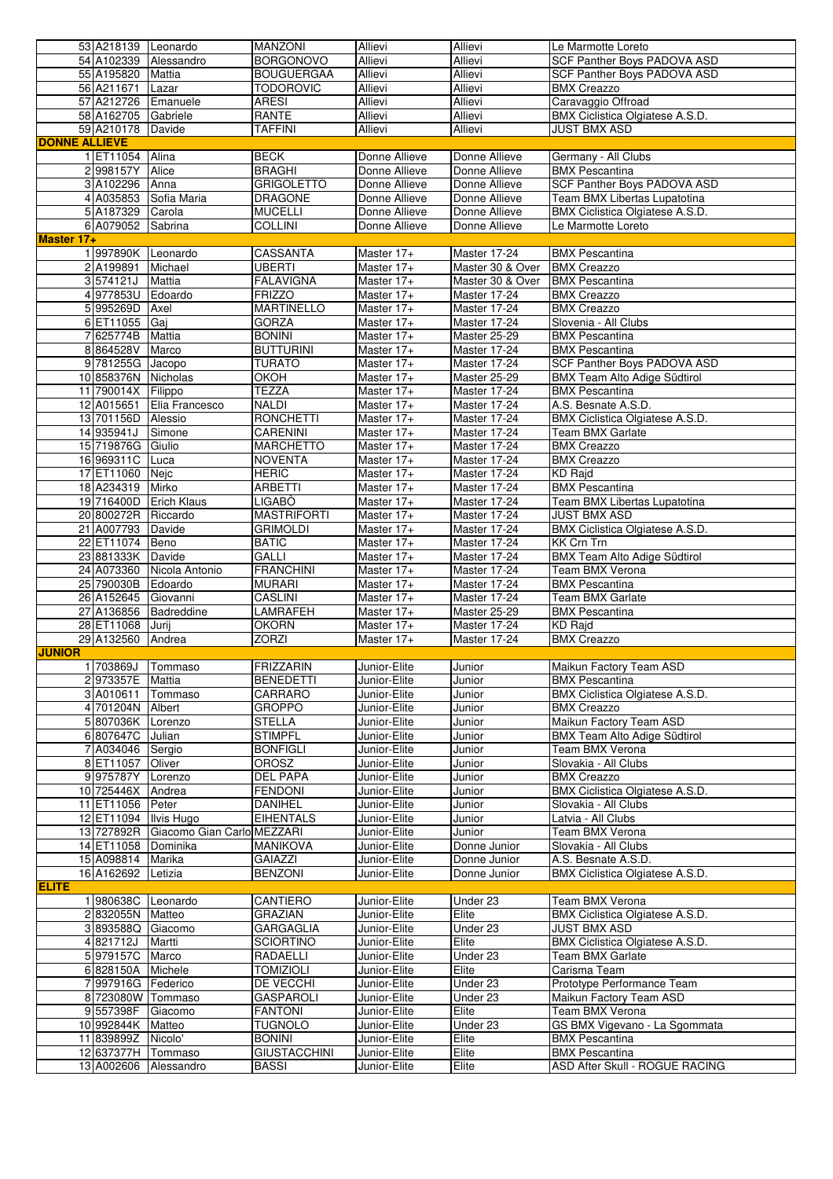| | | | | | | |
|---|---|---|---|---|---|---|
| 53 | A218139 | Leonardo | MANZONI | Allievi | Allievi | Le Marmotte Loreto |
| 54 | A102339 | Alessandro | BORGONOVO | Allievi | Allievi | SCF Panther Boys PADOVA ASD |
| 55 | A195820 | Mattia | BOUGUERGAA | Allievi | Allievi | SCF Panther Boys PADOVA ASD |
| 56 | A211671 | Lazar | TODOROVIC | Allievi | Allievi | BMX Creazzo |
| 57 | A212726 | Emanuele | ARESI | Allievi | Allievi | Caravaggio Offroad |
| 58 | A162705 | Gabriele | RANTE | Allievi | Allievi | BMX Ciclistica Olgiatese A.S.D. |
| 59 | A210178 | Davide | TAFFINI | Allievi | Allievi | JUST BMX ASD |
| **DONNE ALLIEVE** | | | | | | |
| 1 | ET11054 | Alina | BECK | Donne Allieve | Donne Allieve | Germany - All Clubs |
| 2 | 998157Y | Alice | BRAGHI | Donne Allieve | Donne Allieve | BMX Pescantina |
| 3 | A102296 | Anna | GRIGOLETTO | Donne Allieve | Donne Allieve | SCF Panther Boys PADOVA ASD |
| 4 | A035853 | Sofia Maria | DRAGONE | Donne Allieve | Donne Allieve | Team BMX Libertas Lupatotina |
| 5 | A187329 | Carola | MUCELLI | Donne Allieve | Donne Allieve | BMX Ciclistica Olgiatese A.S.D. |
| 6 | A079052 | Sabrina | COLLINI | Donne Allieve | Donne Allieve | Le Marmotte Loreto |
| **Master 17+** | | | | | | |
| 1 | 997890K | Leonardo | CASSANTA | Master 17+ | Master 17-24 | BMX Pescantina |
| 2 | A199891 | Michael | UBERTI | Master 17+ | Master 30 & Over | BMX Creazzo |
| 3 | 574121J | Mattia | FALAVIGNA | Master 17+ | Master 30 & Over | BMX Pescantina |
| 4 | 977853U | Edoardo | FRIZZO | Master 17+ | Master 17-24 | BMX Creazzo |
| 5 | 995269D | Axel | MARTINELLO | Master 17+ | Master 17-24 | BMX Creazzo |
| 6 | ET11055 | Gaj | GORZA | Master 17+ | Master 17-24 | Slovenia - All Clubs |
| 7 | 625774B | Mattia | BONINI | Master 17+ | Master 25-29 | BMX Pescantina |
| 8 | 864528V | Marco | BUTTURINI | Master 17+ | Master 17-24 | BMX Pescantina |
| 9 | 781255G | Jacopo | TURATO | Master 17+ | Master 17-24 | SCF Panther Boys PADOVA ASD |
| 10 | 858376N | Nicholas | OKOH | Master 17+ | Master 25-29 | BMX Team Alto Adige Südtirol |
| 11 | 790014X | Filippo | TEZZA | Master 17+ | Master 17-24 | BMX Pescantina |
| 12 | A015651 | Elia Francesco | NALDI | Master 17+ | Master 17-24 | A.S. Besnate A.S.D. |
| 13 | 701156D | Alessio | RONCHETTI | Master 17+ | Master 17-24 | BMX Ciclistica Olgiatese A.S.D. |
| 14 | 935941J | Simone | CARENINI | Master 17+ | Master 17-24 | Team BMX Garlate |
| 15 | 719876G | Giulio | MARCHETTO | Master 17+ | Master 17-24 | BMX Creazzo |
| 16 | 969311C | Luca | NOVENTA | Master 17+ | Master 17-24 | BMX Creazzo |
| 17 | ET11060 | Nejc | HERIC | Master 17+ | Master 17-24 | KD Rajd |
| 18 | A234319 | Mirko | ARBETTI | Master 17+ | Master 17-24 | BMX Pescantina |
| 19 | 716400D | Erich Klaus | LIGABÒ | Master 17+ | Master 17-24 | Team BMX Libertas Lupatotina |
| 20 | 800272R | Riccardo | MASTRIFORTI | Master 17+ | Master 17-24 | JUST BMX ASD |
| 21 | A007793 | Davide | GRIMOLDI | Master 17+ | Master 17-24 | BMX Ciclistica Olgiatese A.S.D. |
| 22 | ET11074 | Beno | BATIC | Master 17+ | Master 17-24 | KK Crn Trn |
| 23 | 881333K | Davide | GALLI | Master 17+ | Master 17-24 | BMX Team Alto Adige Südtirol |
| 24 | A073360 | Nicola Antonio | FRANCHINI | Master 17+ | Master 17-24 | Team BMX Verona |
| 25 | 790030B | Edoardo | MURARI | Master 17+ | Master 17-24 | BMX Pescantina |
| 26 | A152645 | Giovanni | CASLINI | Master 17+ | Master 17-24 | Team BMX Garlate |
| 27 | A136856 | Badreddine | LAMRAFEH | Master 17+ | Master 25-29 | BMX Pescantina |
| 28 | ET11068 | Jurij | OKORN | Master 17+ | Master 17-24 | KD Rajd |
| 29 | A132560 | Andrea | ZORZI | Master 17+ | Master 17-24 | BMX Creazzo |
| **JUNIOR** | | | | | | |
| 1 | 703869J | Tommaso | FRIZZARIN | Junior-Elite | Junior | Maikun Factory Team ASD |
| 2 | 973357E | Mattia | BENEDETTI | Junior-Elite | Junior | BMX Pescantina |
| 3 | A010611 | Tommaso | CARRARO | Junior-Elite | Junior | BMX Ciclistica Olgiatese A.S.D. |
| 4 | 701204N | Albert | GROPPO | Junior-Elite | Junior | BMX Creazzo |
| 5 | 807036K | Lorenzo | STELLA | Junior-Elite | Junior | Maikun Factory Team ASD |
| 6 | 807647C | Julian | STIMPFL | Junior-Elite | Junior | BMX Team Alto Adige Südtirol |
| 7 | A034046 | Sergio | BONFIGLI | Junior-Elite | Junior | Team BMX Verona |
| 8 | ET11057 | Oliver | OROSZ | Junior-Elite | Junior | Slovakia - All Clubs |
| 9 | 975787Y | Lorenzo | DEL PAPA | Junior-Elite | Junior | BMX Creazzo |
| 10 | 725446X | Andrea | FENDONI | Junior-Elite | Junior | BMX Ciclistica Olgiatese A.S.D. |
| 11 | ET11056 | Peter | DANIHEL | Junior-Elite | Junior | Slovakia - All Clubs |
| 12 | ET11094 | Ilvis Hugo | EIHENTALS | Junior-Elite | Junior | Latvia - All Clubs |
| 13 | 727892R | Giacomo Gian Carlo | MEZZARI | Junior-Elite | Junior | Team BMX Verona |
| 14 | ET11058 | Dominika | MANIKOVA | Junior-Elite | Donne Junior | Slovakia - All Clubs |
| 15 | A098814 | Marika | GAIAZZI | Junior-Elite | Donne Junior | A.S. Besnate A.S.D. |
| 16 | A162692 | Letizia | BENZONI | Junior-Elite | Donne Junior | BMX Ciclistica Olgiatese A.S.D. |
| **ELITE** | | | | | | |
| 1 | 980638C | Leonardo | CANTIERO | Junior-Elite | Under 23 | Team BMX Verona |
| 2 | 832055N | Matteo | GRAZIAN | Junior-Elite | Elite | BMX Ciclistica Olgiatese A.S.D. |
| 3 | 893588Q | Giacomo | GARGAGLIA | Junior-Elite | Under 23 | JUST BMX ASD |
| 4 | 821712J | Martti | SCIORTINO | Junior-Elite | Elite | BMX Ciclistica Olgiatese A.S.D. |
| 5 | 979157C | Marco | RADAELLI | Junior-Elite | Under 23 | Team BMX Garlate |
| 6 | 828150A | Michele | TOMIZIOLI | Junior-Elite | Elite | Carisma Team |
| 7 | 997916G | Federico | DE VECCHI | Junior-Elite | Under 23 | Prototype Performance Team |
| 8 | 723080W | Tommaso | GASPAROLI | Junior-Elite | Under 23 | Maikun Factory Team ASD |
| 9 | 557398F | Giacomo | FANTONI | Junior-Elite | Elite | Team BMX Verona |
| 10 | 992844K | Matteo | TUGNOLO | Junior-Elite | Under 23 | GS BMX Vigevano - La Sgommata |
| 11 | 839899Z | Nicolo' | BONINI | Junior-Elite | Elite | BMX Pescantina |
| 12 | 637377H | Tommaso | GIUSTACCHINI | Junior-Elite | Elite | BMX Pescantina |
| 13 | A002606 | Alessandro | BASSI | Junior-Elite | Elite | ASD After Skull - ROGUE RACING |